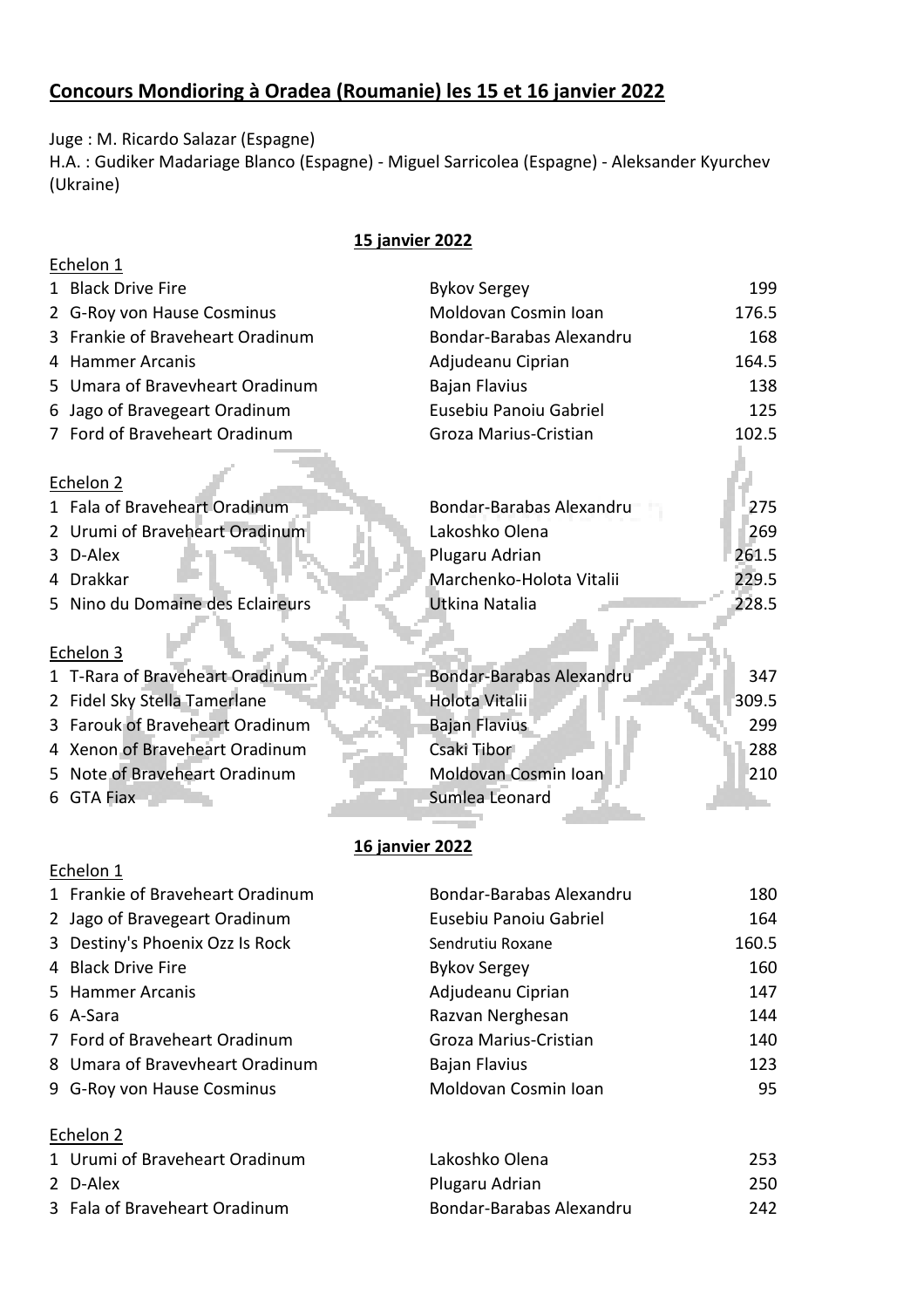# Concours Mondioring à Oradea (Roumanie) les 15 et 16 janvier 2022

Juge : M. Ricardo Salazar (Espagne)
H.A. : Gudiker Madariage Blanco (Espagne) - Miguel Sarricolea (Espagne) - Aleksander Kyurchev (Ukraine)

## 15 janvier 2022

### Echelon 1

| | Chien | Conducteur | Points |
|---|---|---|---|
| 1 | Black Drive Fire | Bykov Sergey | 199 |
| 2 | G-Roy von Hause Cosminus | Moldovan Cosmin Ioan | 176.5 |
| 3 | Frankie of Braveheart Oradinum | Bondar-Barabas Alexandru | 168 |
| 4 | Hammer Arcanis | Adjudeanu Ciprian | 164.5 |
| 5 | Umara of Bravevheart Oradinum | Bajan Flavius | 138 |
| 6 | Jago of Bravegeart Oradinum | Eusebiu Panoiu Gabriel | 125 |
| 7 | Ford of Braveheart Oradinum | Groza Marius-Cristian | 102.5 |

### Echelon 2

| | Chien | Conducteur | Points |
|---|---|---|---|
| 1 | Fala of Braveheart Oradinum | Bondar-Barabas Alexandru | 275 |
| 2 | Urumi of Braveheart Oradinum | Lakoshko Olena | 269 |
| 3 | D-Alex | Plugaru Adrian | 261.5 |
| 4 | Drakkar | Marchenko-Holota Vitalii | 229.5 |
| 5 | Nino du Domaine des Eclaireurs | Utkina Natalia | 228.5 |

### Echelon 3

| | Chien | Conducteur | Points |
|---|---|---|---|
| 1 | T-Rara of Braveheart Oradinum | Bondar-Barabas Alexandru | 347 |
| 2 | Fidel Sky Stella Tamerlane | Holota Vitalii | 309.5 |
| 3 | Farouk of Braveheart Oradinum | Bajan Flavius | 299 |
| 4 | Xenon of Braveheart Oradinum | Csaki Tibor | 288 |
| 5 | Note of Braveheart Oradinum | Moldovan Cosmin Ioan | 210 |
| 6 | GTA Fiax | Sumlea Leonard | |

## 16 janvier 2022

### Echelon 1

| | Chien | Conducteur | Points |
|---|---|---|---|
| 1 | Frankie of Braveheart Oradinum | Bondar-Barabas Alexandru | 180 |
| 2 | Jago of Bravegeart Oradinum | Eusebiu Panoiu Gabriel | 164 |
| 3 | Destiny's Phoenix Ozz Is Rock | Sendrutiu Roxane | 160.5 |
| 4 | Black Drive Fire | Bykov Sergey | 160 |
| 5 | Hammer Arcanis | Adjudeanu Ciprian | 147 |
| 6 | A-Sara | Razvan Nerghesan | 144 |
| 7 | Ford of Braveheart Oradinum | Groza Marius-Cristian | 140 |
| 8 | Umara of Bravevheart Oradinum | Bajan Flavius | 123 |
| 9 | G-Roy von Hause Cosminus | Moldovan Cosmin Ioan | 95 |

### Echelon 2

| | Chien | Conducteur | Points |
|---|---|---|---|
| 1 | Urumi of Braveheart Oradinum | Lakoshko Olena | 253 |
| 2 | D-Alex | Plugaru Adrian | 250 |
| 3 | Fala of Braveheart Oradinum | Bondar-Barabas Alexandru | 242 |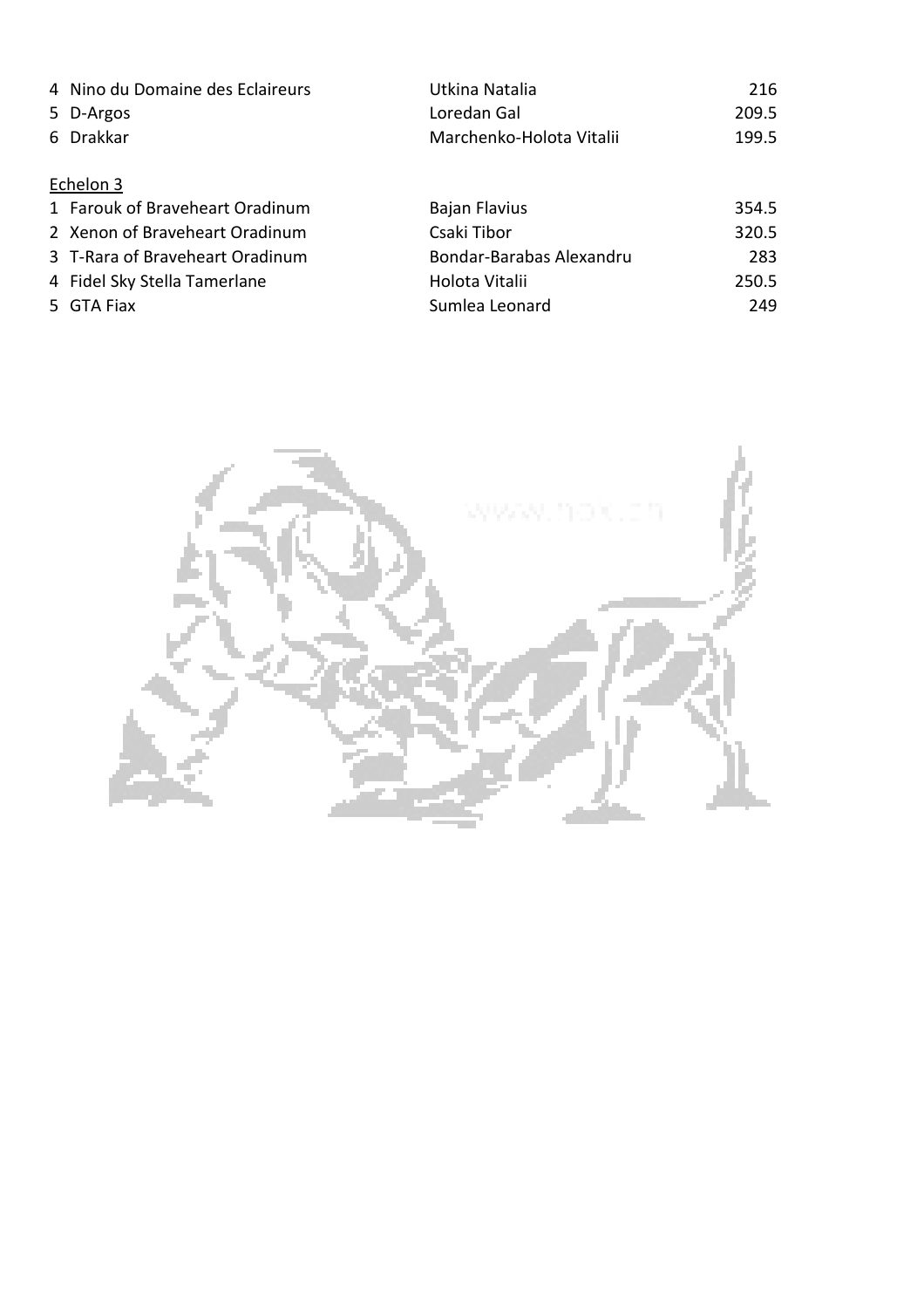| | | | |
|---|---|---|---|
| 4 | Nino du Domaine des Eclaireurs | Utkina Natalia | 216 |
| 5 | D-Argos | Loredan Gal | 209.5 |
| 6 | Drakkar | Marchenko-Holota Vitalii | 199.5 |

Echelon 3

| | | | |
|---|---|---|---|
| 1 | Farouk of Braveheart Oradinum | Bajan Flavius | 354.5 |
| 2 | Xenon of Braveheart Oradinum | Csaki Tibor | 320.5 |
| 3 | T-Rara of Braveheart Oradinum | Bondar-Barabas Alexandru | 283 |
| 4 | Fidel Sky Stella Tamerlane | Holota Vitalii | 250.5 |
| 5 | GTA Fiax | Sumlea Leonard | 249 |